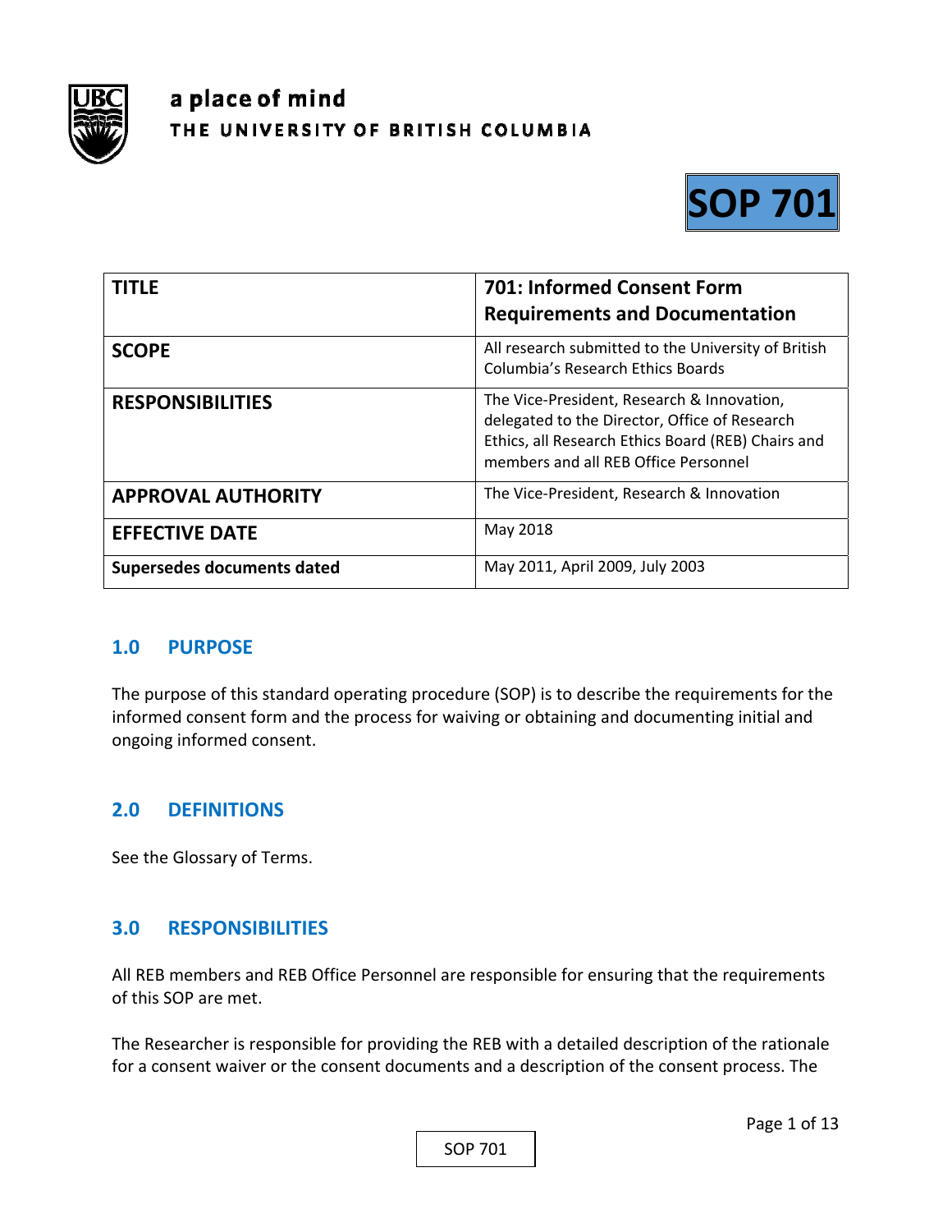a place of mind
THE UNIVERSITY OF BRITISH COLUMBIA

# SOP 701

| TITLE | 701: Informed Consent Form Requirements and Documentation |
|---|---|
| SCOPE | All research submitted to the University of British Columbia's Research Ethics Boards |
| RESPONSIBILITIES | The Vice-President, Research & Innovation, delegated to the Director, Office of Research Ethics, all Research Ethics Board (REB) Chairs and members and all REB Office Personnel |
| APPROVAL AUTHORITY | The Vice-President, Research & Innovation |
| EFFECTIVE DATE | May 2018 |
| Supersedes documents dated | May 2011, April 2009, July 2003 |

## 1.0 PURPOSE

The purpose of this standard operating procedure (SOP) is to describe the requirements for the informed consent form and the process for waiving or obtaining and documenting initial and ongoing informed consent.

## 2.0 DEFINITIONS

See the Glossary of Terms.

## 3.0 RESPONSIBILITIES

All REB members and REB Office Personnel are responsible for ensuring that the requirements of this SOP are met.

The Researcher is responsible for providing the REB with a detailed description of the rationale for a consent waiver or the consent documents and a description of the consent process. The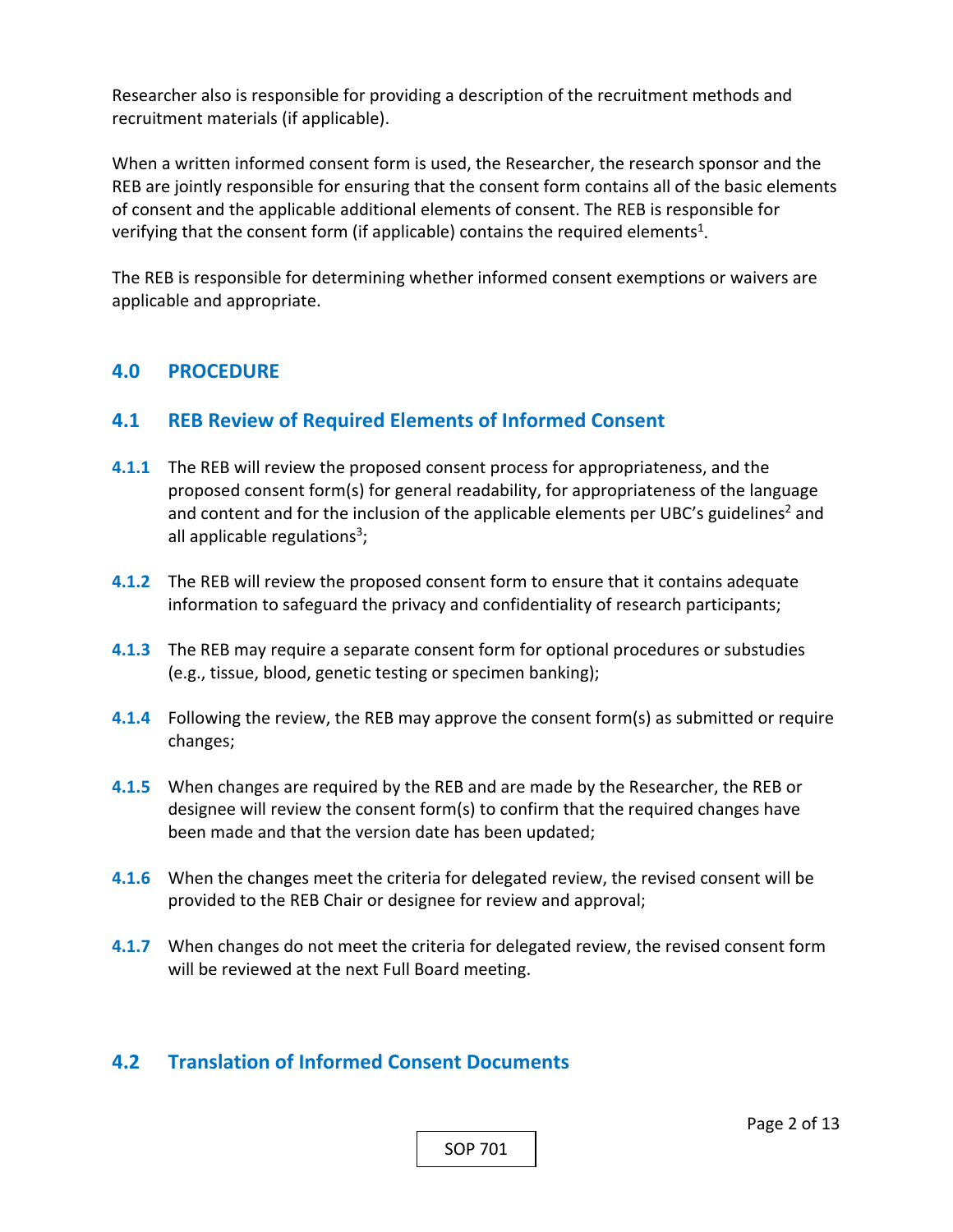Researcher also is responsible for providing a description of the recruitment methods and recruitment materials (if applicable).

When a written informed consent form is used, the Researcher, the research sponsor and the REB are jointly responsible for ensuring that the consent form contains all of the basic elements of consent and the applicable additional elements of consent. The REB is responsible for verifying that the consent form (if applicable) contains the required elements[1].

The REB is responsible for determining whether informed consent exemptions or waivers are applicable and appropriate.

## 4.0 PROCEDURE

### 4.1 REB Review of Required Elements of Informed Consent

**4.1.1** The REB will review the proposed consent process for appropriateness, and the proposed consent form(s) for general readability, for appropriateness of the language and content and for the inclusion of the applicable elements per UBC's guidelines[2] and all applicable regulations[3];

**4.1.2** The REB will review the proposed consent form to ensure that it contains adequate information to safeguard the privacy and confidentiality of research participants;

**4.1.3** The REB may require a separate consent form for optional procedures or substudies (e.g., tissue, blood, genetic testing or specimen banking);

**4.1.4** Following the review, the REB may approve the consent form(s) as submitted or require changes;

**4.1.5** When changes are required by the REB and are made by the Researcher, the REB or designee will review the consent form(s) to confirm that the required changes have been made and that the version date has been updated;

**4.1.6** When the changes meet the criteria for delegated review, the revised consent will be provided to the REB Chair or designee for review and approval;

**4.1.7** When changes do not meet the criteria for delegated review, the revised consent form will be reviewed at the next Full Board meeting.

### 4.2 Translation of Informed Consent Documents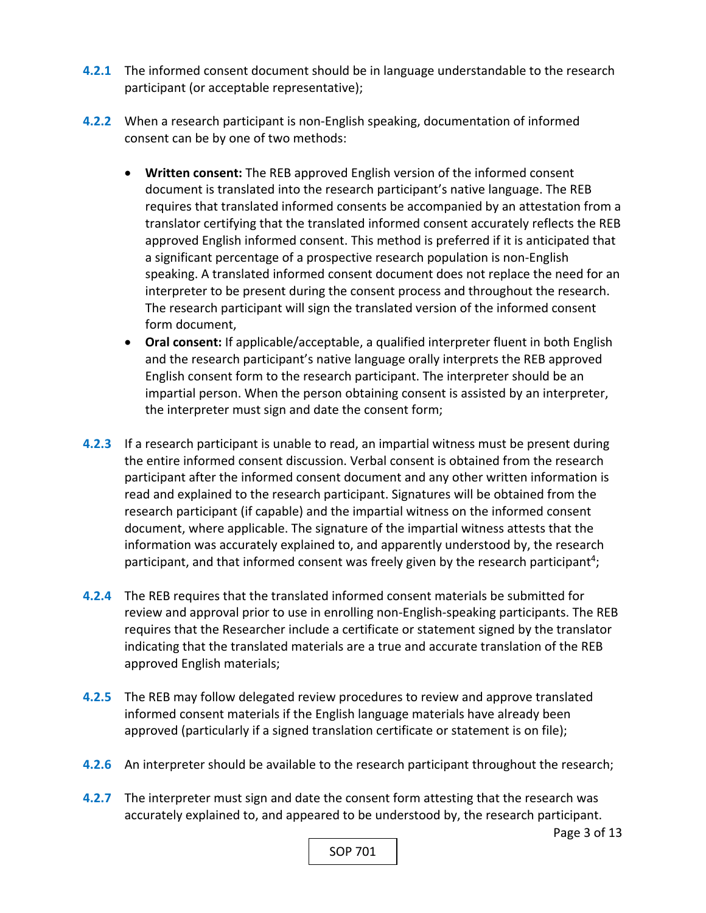**4.2.1** The informed consent document should be in language understandable to the research participant (or acceptable representative);

**4.2.2** When a research participant is non-English speaking, documentation of informed consent can be by one of two methods:

- **Written consent:** The REB approved English version of the informed consent document is translated into the research participant's native language. The REB requires that translated informed consents be accompanied by an attestation from a translator certifying that the translated informed consent accurately reflects the REB approved English informed consent. This method is preferred if it is anticipated that a significant percentage of a prospective research population is non-English speaking. A translated informed consent document does not replace the need for an interpreter to be present during the consent process and throughout the research. The research participant will sign the translated version of the informed consent form document,
- **Oral consent:** If applicable/acceptable, a qualified interpreter fluent in both English and the research participant's native language orally interprets the REB approved English consent form to the research participant. The interpreter should be an impartial person. When the person obtaining consent is assisted by an interpreter, the interpreter must sign and date the consent form;

**4.2.3** If a research participant is unable to read, an impartial witness must be present during the entire informed consent discussion. Verbal consent is obtained from the research participant after the informed consent document and any other written information is read and explained to the research participant. Signatures will be obtained from the research participant (if capable) and the impartial witness on the informed consent document, where applicable. The signature of the impartial witness attests that the information was accurately explained to, and apparently understood by, the research participant, and that informed consent was freely given by the research participant[4];

**4.2.4** The REB requires that the translated informed consent materials be submitted for review and approval prior to use in enrolling non-English-speaking participants. The REB requires that the Researcher include a certificate or statement signed by the translator indicating that the translated materials are a true and accurate translation of the REB approved English materials;

**4.2.5** The REB may follow delegated review procedures to review and approve translated informed consent materials if the English language materials have already been approved (particularly if a signed translation certificate or statement is on file);

**4.2.6** An interpreter should be available to the research participant throughout the research;

**4.2.7** The interpreter must sign and date the consent form attesting that the research was accurately explained to, and appeared to be understood by, the research participant.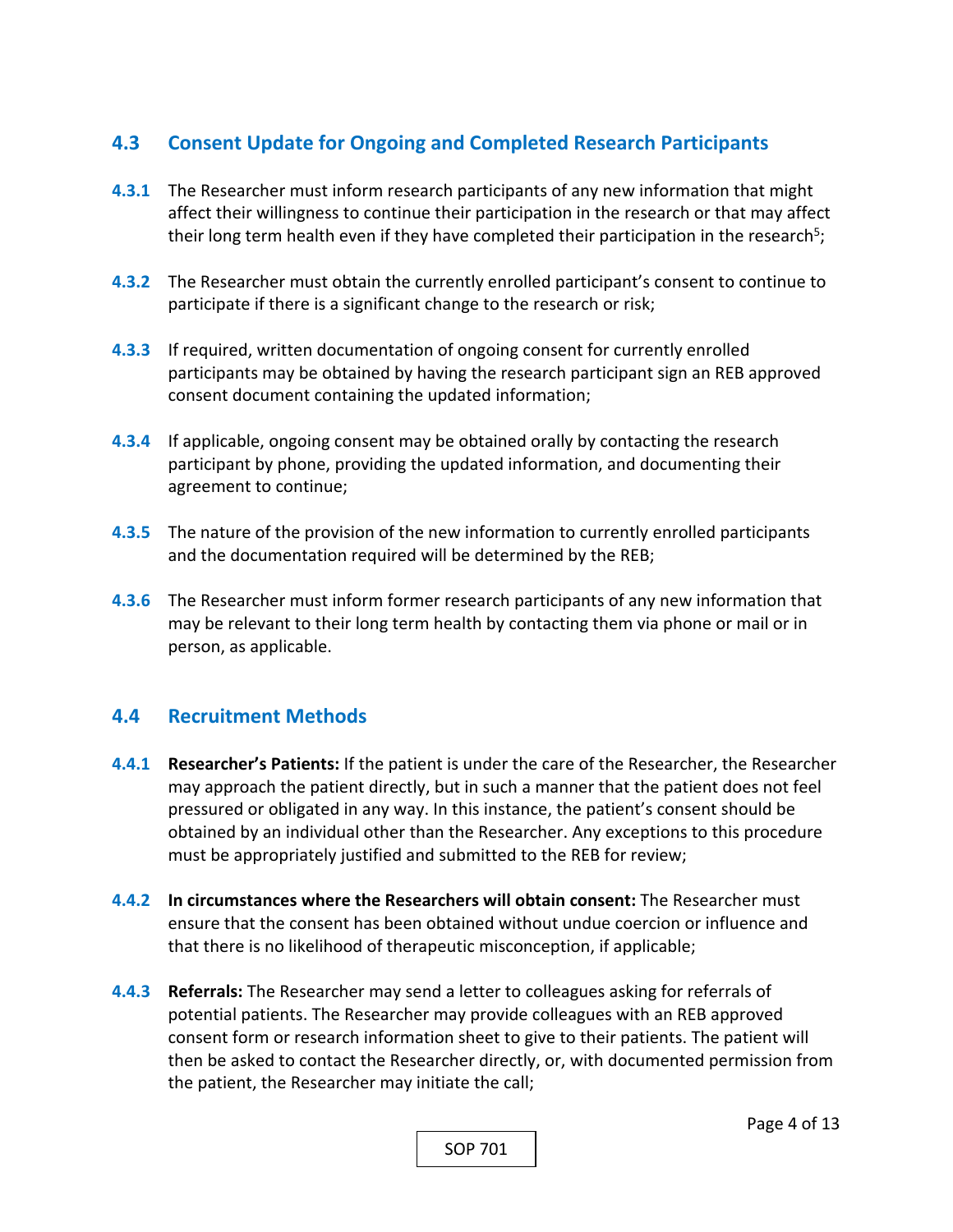## 4.3 Consent Update for Ongoing and Completed Research Participants

**4.3.1** The Researcher must inform research participants of any new information that might affect their willingness to continue their participation in the research or that may affect their long term health even if they have completed their participation in the research[5];

**4.3.2** The Researcher must obtain the currently enrolled participant's consent to continue to participate if there is a significant change to the research or risk;

**4.3.3** If required, written documentation of ongoing consent for currently enrolled participants may be obtained by having the research participant sign an REB approved consent document containing the updated information;

**4.3.4** If applicable, ongoing consent may be obtained orally by contacting the research participant by phone, providing the updated information, and documenting their agreement to continue;

**4.3.5** The nature of the provision of the new information to currently enrolled participants and the documentation required will be determined by the REB;

**4.3.6** The Researcher must inform former research participants of any new information that may be relevant to their long term health by contacting them via phone or mail or in person, as applicable.

## 4.4 Recruitment Methods

**4.4.1** **Researcher's Patients:** If the patient is under the care of the Researcher, the Researcher may approach the patient directly, but in such a manner that the patient does not feel pressured or obligated in any way. In this instance, the patient's consent should be obtained by an individual other than the Researcher. Any exceptions to this procedure must be appropriately justified and submitted to the REB for review;

**4.4.2** **In circumstances where the Researchers will obtain consent:** The Researcher must ensure that the consent has been obtained without undue coercion or influence and that there is no likelihood of therapeutic misconception, if applicable;

**4.4.3** **Referrals:** The Researcher may send a letter to colleagues asking for referrals of potential patients. The Researcher may provide colleagues with an REB approved consent form or research information sheet to give to their patients. The patient will then be asked to contact the Researcher directly, or, with documented permission from the patient, the Researcher may initiate the call;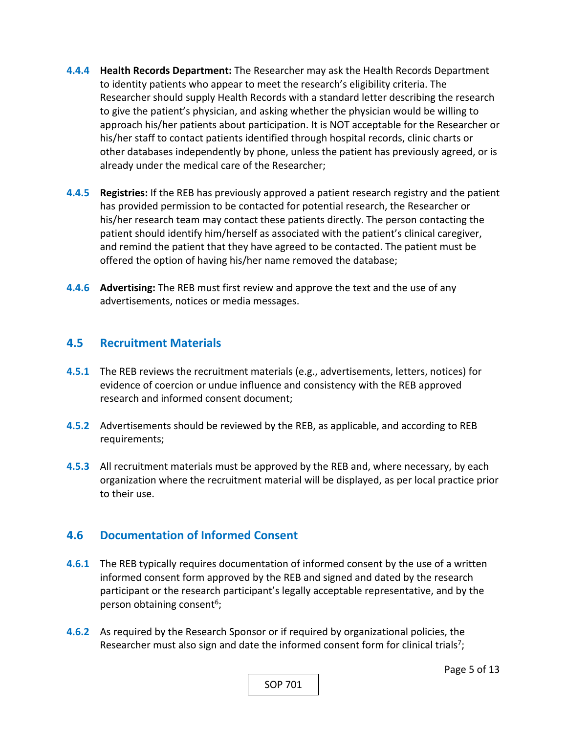**4.4.4** **Health Records Department:** The Researcher may ask the Health Records Department to identity patients who appear to meet the research's eligibility criteria. The Researcher should supply Health Records with a standard letter describing the research to give the patient's physician, and asking whether the physician would be willing to approach his/her patients about participation. It is NOT acceptable for the Researcher or his/her staff to contact patients identified through hospital records, clinic charts or other databases independently by phone, unless the patient has previously agreed, or is already under the medical care of the Researcher;

**4.4.5** **Registries:** If the REB has previously approved a patient research registry and the patient has provided permission to be contacted for potential research, the Researcher or his/her research team may contact these patients directly. The person contacting the patient should identify him/herself as associated with the patient's clinical caregiver, and remind the patient that they have agreed to be contacted. The patient must be offered the option of having his/her name removed the database;

**4.4.6** **Advertising:** The REB must first review and approve the text and the use of any advertisements, notices or media messages.

## 4.5 Recruitment Materials

**4.5.1** The REB reviews the recruitment materials (e.g., advertisements, letters, notices) for evidence of coercion or undue influence and consistency with the REB approved research and informed consent document;

**4.5.2** Advertisements should be reviewed by the REB, as applicable, and according to REB requirements;

**4.5.3** All recruitment materials must be approved by the REB and, where necessary, by each organization where the recruitment material will be displayed, as per local practice prior to their use.

## 4.6 Documentation of Informed Consent

**4.6.1** The REB typically requires documentation of informed consent by the use of a written informed consent form approved by the REB and signed and dated by the research participant or the research participant's legally acceptable representative, and by the person obtaining consent[6];

**4.6.2** As required by the Research Sponsor or if required by organizational policies, the Researcher must also sign and date the informed consent form for clinical trials[7];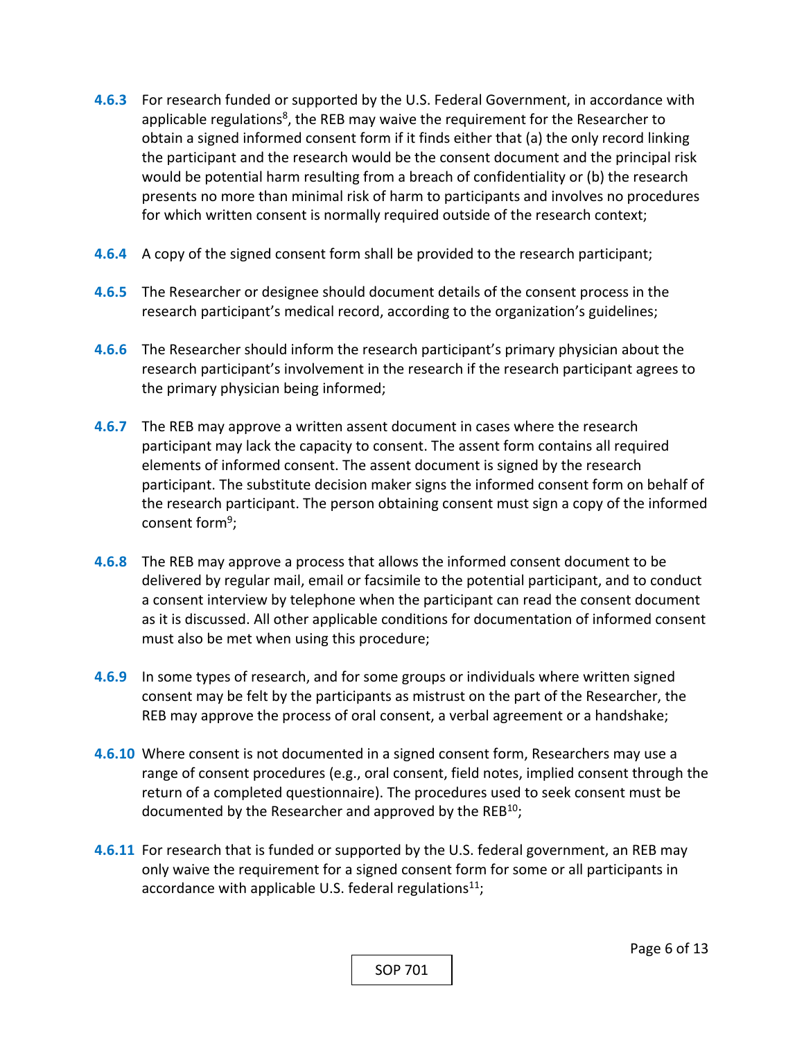**4.6.3** For research funded or supported by the U.S. Federal Government, in accordance with applicable regulations[8], the REB may waive the requirement for the Researcher to obtain a signed informed consent form if it finds either that (a) the only record linking the participant and the research would be the consent document and the principal risk would be potential harm resulting from a breach of confidentiality or (b) the research presents no more than minimal risk of harm to participants and involves no procedures for which written consent is normally required outside of the research context;

**4.6.4** A copy of the signed consent form shall be provided to the research participant;

**4.6.5** The Researcher or designee should document details of the consent process in the research participant's medical record, according to the organization's guidelines;

**4.6.6** The Researcher should inform the research participant's primary physician about the research participant's involvement in the research if the research participant agrees to the primary physician being informed;

**4.6.7** The REB may approve a written assent document in cases where the research participant may lack the capacity to consent. The assent form contains all required elements of informed consent. The assent document is signed by the research participant. The substitute decision maker signs the informed consent form on behalf of the research participant. The person obtaining consent must sign a copy of the informed consent form[9];

**4.6.8** The REB may approve a process that allows the informed consent document to be delivered by regular mail, email or facsimile to the potential participant, and to conduct a consent interview by telephone when the participant can read the consent document as it is discussed. All other applicable conditions for documentation of informed consent must also be met when using this procedure;

**4.6.9** In some types of research, and for some groups or individuals where written signed consent may be felt by the participants as mistrust on the part of the Researcher, the REB may approve the process of oral consent, a verbal agreement or a handshake;

**4.6.10** Where consent is not documented in a signed consent form, Researchers may use a range of consent procedures (e.g., oral consent, field notes, implied consent through the return of a completed questionnaire). The procedures used to seek consent must be documented by the Researcher and approved by the REB[10];

**4.6.11** For research that is funded or supported by the U.S. federal government, an REB may only waive the requirement for a signed consent form for some or all participants in accordance with applicable U.S. federal regulations[11];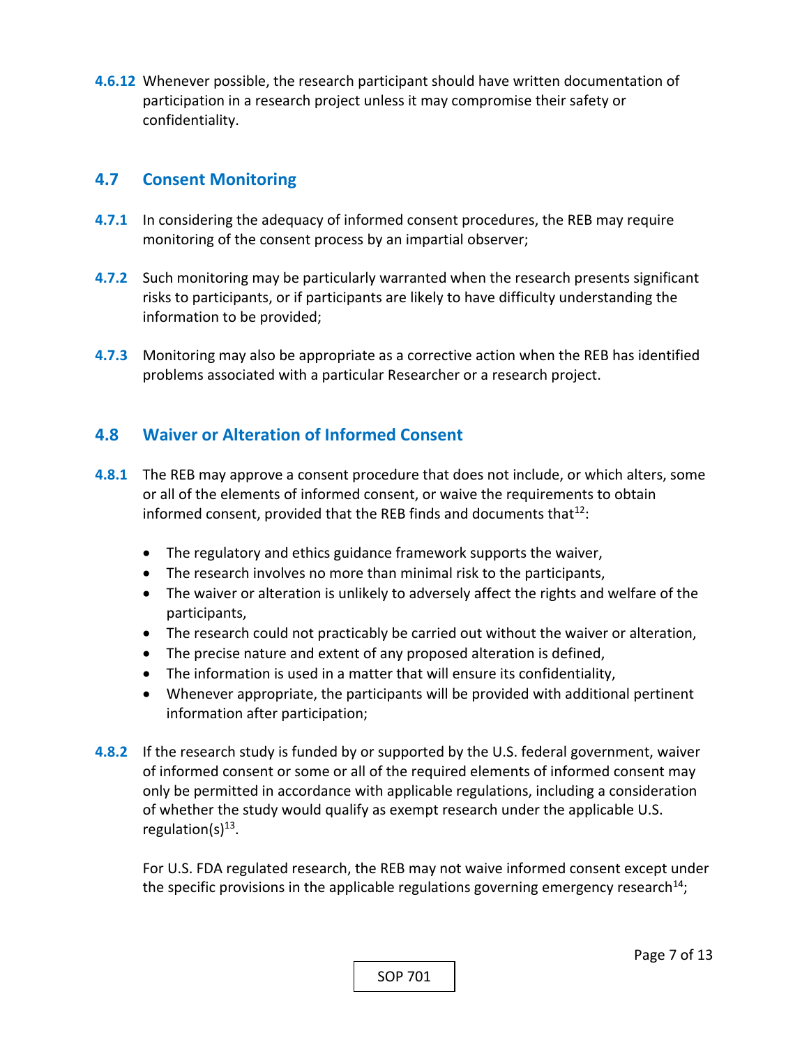**4.6.12** Whenever possible, the research participant should have written documentation of participation in a research project unless it may compromise their safety or confidentiality.

## 4.7 Consent Monitoring

**4.7.1** In considering the adequacy of informed consent procedures, the REB may require monitoring of the consent process by an impartial observer;

**4.7.2** Such monitoring may be particularly warranted when the research presents significant risks to participants, or if participants are likely to have difficulty understanding the information to be provided;

**4.7.3** Monitoring may also be appropriate as a corrective action when the REB has identified problems associated with a particular Researcher or a research project.

## 4.8 Waiver or Alteration of Informed Consent

**4.8.1** The REB may approve a consent procedure that does not include, or which alters, some or all of the elements of informed consent, or waive the requirements to obtain informed consent, provided that the REB finds and documents that[12]:

- The regulatory and ethics guidance framework supports the waiver,
- The research involves no more than minimal risk to the participants,
- The waiver or alteration is unlikely to adversely affect the rights and welfare of the participants,
- The research could not practicably be carried out without the waiver or alteration,
- The precise nature and extent of any proposed alteration is defined,
- The information is used in a matter that will ensure its confidentiality,
- Whenever appropriate, the participants will be provided with additional pertinent information after participation;

**4.8.2** If the research study is funded by or supported by the U.S. federal government, waiver of informed consent or some or all of the required elements of informed consent may only be permitted in accordance with applicable regulations, including a consideration of whether the study would qualify as exempt research under the applicable U.S. regulation(s)[13].

For U.S. FDA regulated research, the REB may not waive informed consent except under the specific provisions in the applicable regulations governing emergency research[14];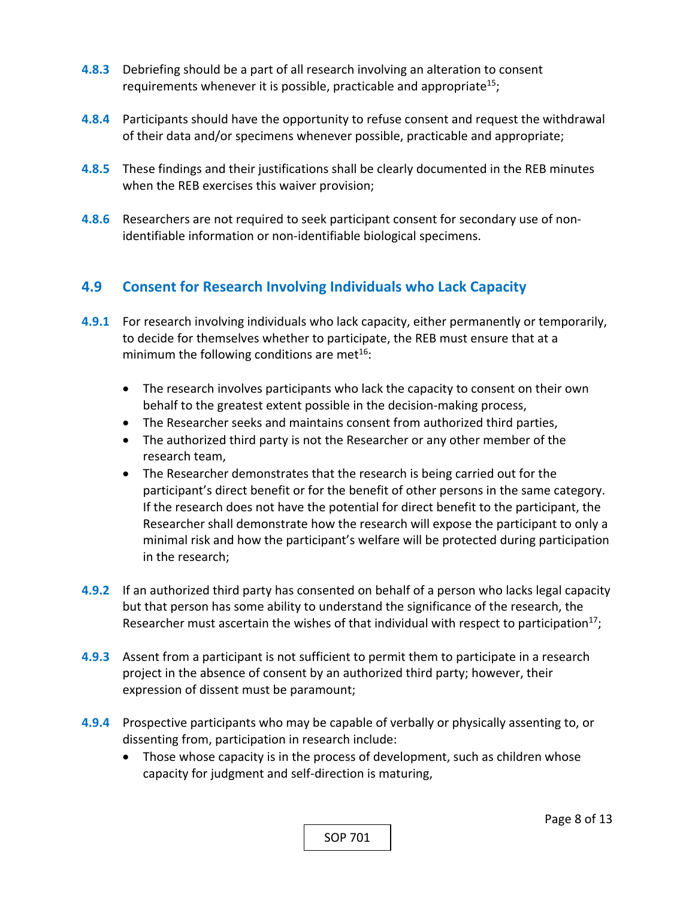**4.8.3** Debriefing should be a part of all research involving an alteration to consent requirements whenever it is possible, practicable and appropriate[15];

**4.8.4** Participants should have the opportunity to refuse consent and request the withdrawal of their data and/or specimens whenever possible, practicable and appropriate;

**4.8.5** These findings and their justifications shall be clearly documented in the REB minutes when the REB exercises this waiver provision;

**4.8.6** Researchers are not required to seek participant consent for secondary use of non-identifiable information or non-identifiable biological specimens.

## 4.9 Consent for Research Involving Individuals who Lack Capacity

**4.9.1** For research involving individuals who lack capacity, either permanently or temporarily, to decide for themselves whether to participate, the REB must ensure that at a minimum the following conditions are met[16]:

- The research involves participants who lack the capacity to consent on their own behalf to the greatest extent possible in the decision-making process,
- The Researcher seeks and maintains consent from authorized third parties,
- The authorized third party is not the Researcher or any other member of the research team,
- The Researcher demonstrates that the research is being carried out for the participant's direct benefit or for the benefit of other persons in the same category. If the research does not have the potential for direct benefit to the participant, the Researcher shall demonstrate how the research will expose the participant to only a minimal risk and how the participant's welfare will be protected during participation in the research;

**4.9.2** If an authorized third party has consented on behalf of a person who lacks legal capacity but that person has some ability to understand the significance of the research, the Researcher must ascertain the wishes of that individual with respect to participation[17];

**4.9.3** Assent from a participant is not sufficient to permit them to participate in a research project in the absence of consent by an authorized third party; however, their expression of dissent must be paramount;

**4.9.4** Prospective participants who may be capable of verbally or physically assenting to, or dissenting from, participation in research include:

- Those whose capacity is in the process of development, such as children whose capacity for judgment and self-direction is maturing,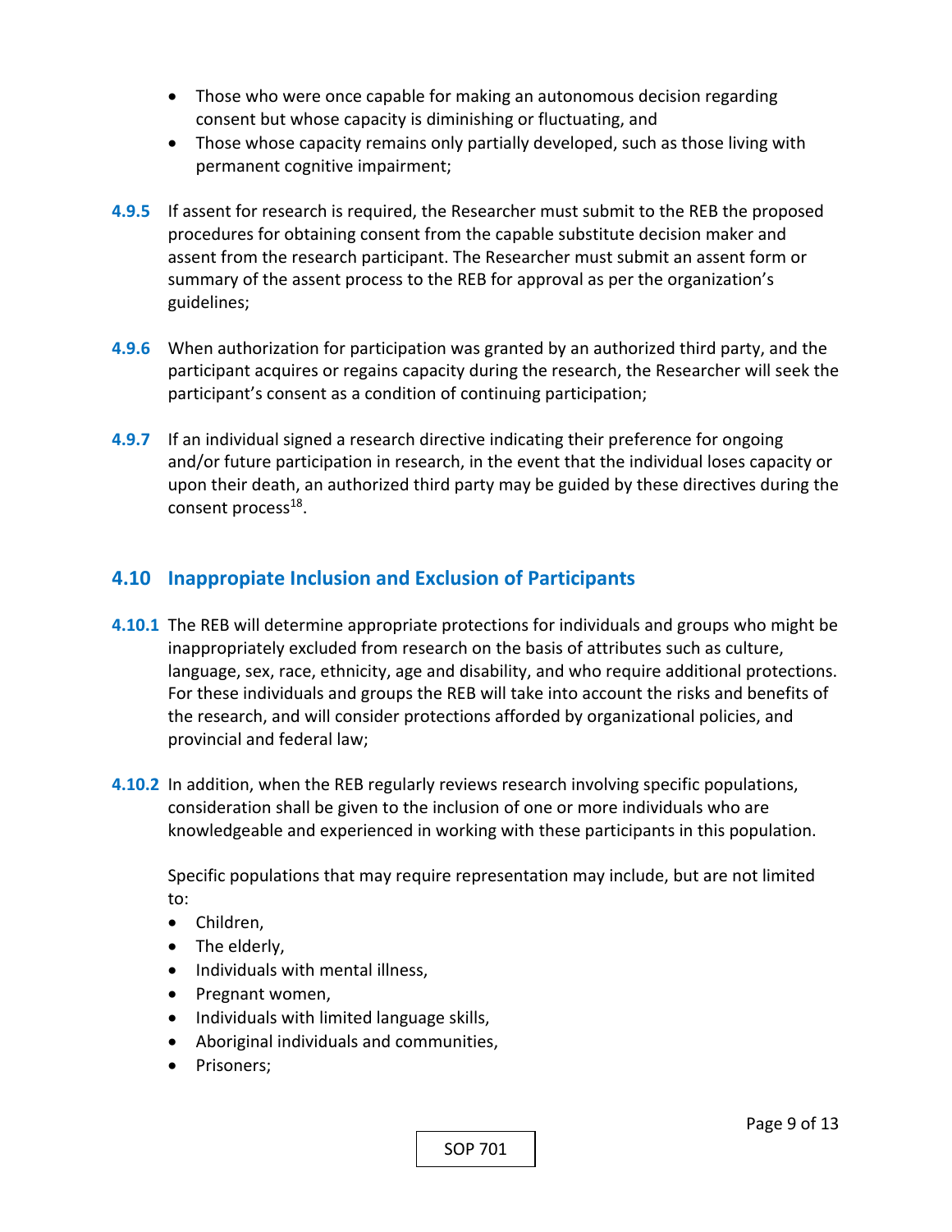- Those who were once capable for making an autonomous decision regarding consent but whose capacity is diminishing or fluctuating, and
- Those whose capacity remains only partially developed, such as those living with permanent cognitive impairment;

**4.9.5** If assent for research is required, the Researcher must submit to the REB the proposed procedures for obtaining consent from the capable substitute decision maker and assent from the research participant. The Researcher must submit an assent form or summary of the assent process to the REB for approval as per the organization's guidelines;

**4.9.6** When authorization for participation was granted by an authorized third party, and the participant acquires or regains capacity during the research, the Researcher will seek the participant's consent as a condition of continuing participation;

**4.9.7** If an individual signed a research directive indicating their preference for ongoing and/or future participation in research, in the event that the individual loses capacity or upon their death, an authorized third party may be guided by these directives during the consent process[18].

## 4.10 Inappropiate Inclusion and Exclusion of Participants

**4.10.1** The REB will determine appropriate protections for individuals and groups who might be inappropriately excluded from research on the basis of attributes such as culture, language, sex, race, ethnicity, age and disability, and who require additional protections. For these individuals and groups the REB will take into account the risks and benefits of the research, and will consider protections afforded by organizational policies, and provincial and federal law;

**4.10.2** In addition, when the REB regularly reviews research involving specific populations, consideration shall be given to the inclusion of one or more individuals who are knowledgeable and experienced in working with these participants in this population.

Specific populations that may require representation may include, but are not limited to:

- Children,
- The elderly,
- Individuals with mental illness,
- Pregnant women,
- Individuals with limited language skills,
- Aboriginal individuals and communities,
- Prisoners;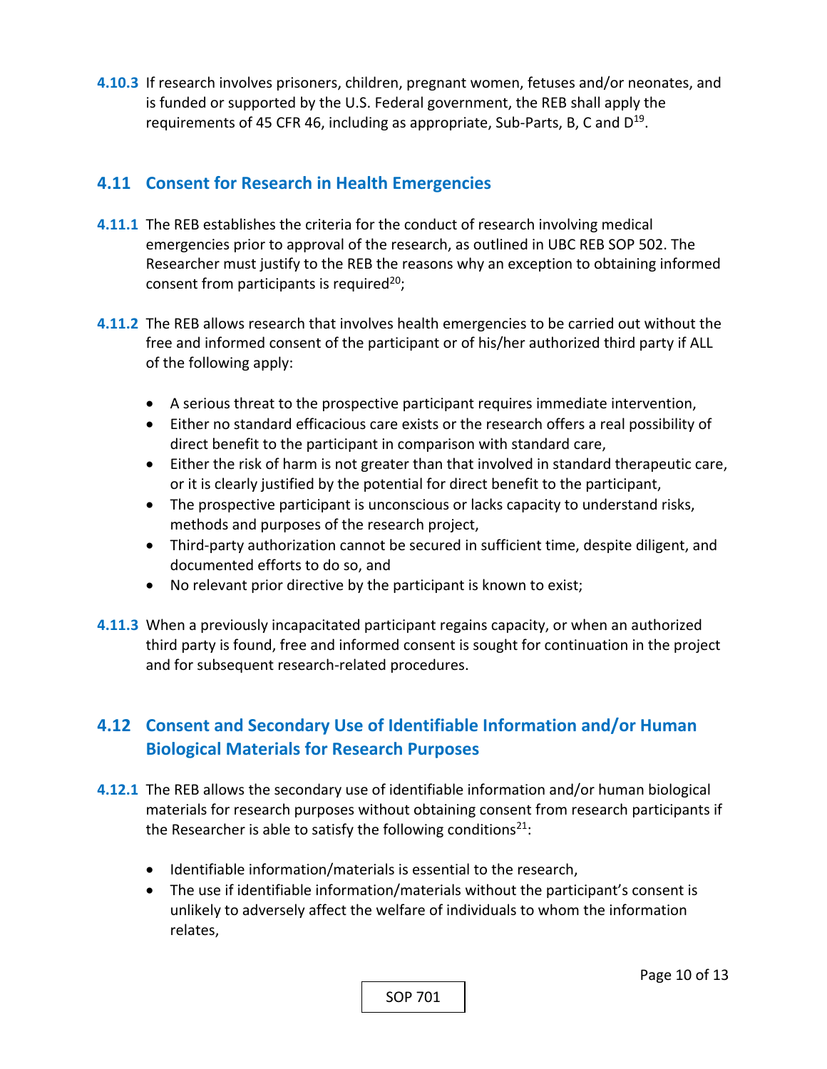**4.10.3** If research involves prisoners, children, pregnant women, fetuses and/or neonates, and is funded or supported by the U.S. Federal government, the REB shall apply the requirements of 45 CFR 46, including as appropriate, Sub-Parts, B, C and D[19].

## 4.11 Consent for Research in Health Emergencies

**4.11.1** The REB establishes the criteria for the conduct of research involving medical emergencies prior to approval of the research, as outlined in UBC REB SOP 502. The Researcher must justify to the REB the reasons why an exception to obtaining informed consent from participants is required[20];

**4.11.2** The REB allows research that involves health emergencies to be carried out without the free and informed consent of the participant or of his/her authorized third party if ALL of the following apply:

- A serious threat to the prospective participant requires immediate intervention,
- Either no standard efficacious care exists or the research offers a real possibility of direct benefit to the participant in comparison with standard care,
- Either the risk of harm is not greater than that involved in standard therapeutic care, or it is clearly justified by the potential for direct benefit to the participant,
- The prospective participant is unconscious or lacks capacity to understand risks, methods and purposes of the research project,
- Third-party authorization cannot be secured in sufficient time, despite diligent, and documented efforts to do so, and
- No relevant prior directive by the participant is known to exist;

**4.11.3** When a previously incapacitated participant regains capacity, or when an authorized third party is found, free and informed consent is sought for continuation in the project and for subsequent research-related procedures.

## 4.12 Consent and Secondary Use of Identifiable Information and/or Human Biological Materials for Research Purposes

**4.12.1** The REB allows the secondary use of identifiable information and/or human biological materials for research purposes without obtaining consent from research participants if the Researcher is able to satisfy the following conditions[21]:

- Identifiable information/materials is essential to the research,
- The use if identifiable information/materials without the participant's consent is unlikely to adversely affect the welfare of individuals to whom the information relates,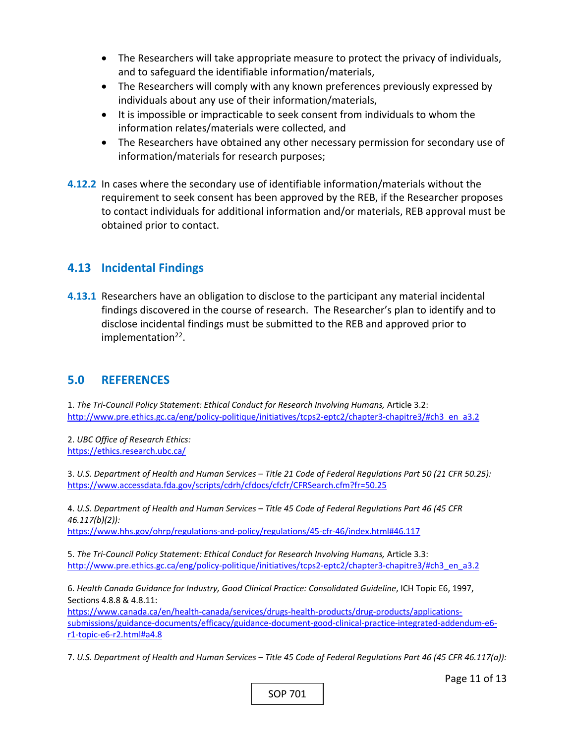- The Researchers will take appropriate measure to protect the privacy of individuals, and to safeguard the identifiable information/materials,
- The Researchers will comply with any known preferences previously expressed by individuals about any use of their information/materials,
- It is impossible or impracticable to seek consent from individuals to whom the information relates/materials were collected, and
- The Researchers have obtained any other necessary permission for secondary use of information/materials for research purposes;

**4.12.2** In cases where the secondary use of identifiable information/materials without the requirement to seek consent has been approved by the REB, if the Researcher proposes to contact individuals for additional information and/or materials, REB approval must be obtained prior to contact.

## 4.13 Incidental Findings

**4.13.1** Researchers have an obligation to disclose to the participant any material incidental findings discovered in the course of research. The Researcher's plan to identify and to disclose incidental findings must be submitted to the REB and approved prior to implementation[22].

## 5.0 REFERENCES

1. *The Tri-Council Policy Statement: Ethical Conduct for Research Involving Humans,* Article 3.2: http://www.pre.ethics.gc.ca/eng/policy-politique/initiatives/tcps2-eptc2/chapter3-chapitre3/#ch3_en_a3.2

2. *UBC Office of Research Ethics:* https://ethics.research.ubc.ca/

3. *U.S. Department of Health and Human Services – Title 21 Code of Federal Regulations Part 50 (21 CFR 50.25):* https://www.accessdata.fda.gov/scripts/cdrh/cfdocs/cfcfr/CFRSearch.cfm?fr=50.25

4. *U.S. Department of Health and Human Services – Title 45 Code of Federal Regulations Part 46 (45 CFR 46.117(b)(2)):* https://www.hhs.gov/ohrp/regulations-and-policy/regulations/45-cfr-46/index.html#46.117

5. *The Tri-Council Policy Statement: Ethical Conduct for Research Involving Humans,* Article 3.3: http://www.pre.ethics.gc.ca/eng/policy-politique/initiatives/tcps2-eptc2/chapter3-chapitre3/#ch3_en_a3.2

6. *Health Canada Guidance for Industry, Good Clinical Practice: Consolidated Guideline*, ICH Topic E6, 1997, Sections 4.8.8 & 4.8.11: https://www.canada.ca/en/health-canada/services/drugs-health-products/drug-products/applications-submissions/guidance-documents/efficacy/guidance-document-good-clinical-practice-integrated-addendum-e6-r1-topic-e6-r2.html#a4.8

7. *U.S. Department of Health and Human Services – Title 45 Code of Federal Regulations Part 46 (45 CFR 46.117(a)):*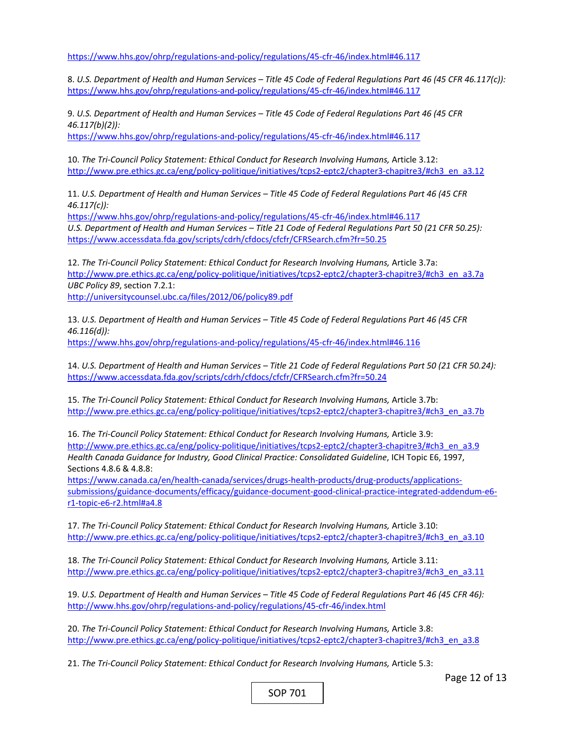https://www.hhs.gov/ohrp/regulations-and-policy/regulations/45-cfr-46/index.html#46.117

8. *U.S. Department of Health and Human Services – Title 45 Code of Federal Regulations Part 46 (45 CFR 46.117(c)):* https://www.hhs.gov/ohrp/regulations-and-policy/regulations/45-cfr-46/index.html#46.117

9. *U.S. Department of Health and Human Services – Title 45 Code of Federal Regulations Part 46 (45 CFR 46.117(b)(2)):* https://www.hhs.gov/ohrp/regulations-and-policy/regulations/45-cfr-46/index.html#46.117

10. *The Tri-Council Policy Statement: Ethical Conduct for Research Involving Humans,* Article 3.12: http://www.pre.ethics.gc.ca/eng/policy-politique/initiatives/tcps2-eptc2/chapter3-chapitre3/#ch3_en_a3.12

11. *U.S. Department of Health and Human Services – Title 45 Code of Federal Regulations Part 46 (45 CFR 46.117(c)):* https://www.hhs.gov/ohrp/regulations-and-policy/regulations/45-cfr-46/index.html#46.117
*U.S. Department of Health and Human Services – Title 21 Code of Federal Regulations Part 50 (21 CFR 50.25):* https://www.accessdata.fda.gov/scripts/cdrh/cfdocs/cfcfr/CFRSearch.cfm?fr=50.25

12. *The Tri-Council Policy Statement: Ethical Conduct for Research Involving Humans,* Article 3.7a: http://www.pre.ethics.gc.ca/eng/policy-politique/initiatives/tcps2-eptc2/chapter3-chapitre3/#ch3_en_a3.7a
*UBC Policy 89*, section 7.2.1: http://universitycounsel.ubc.ca/files/2012/06/policy89.pdf

13. *U.S. Department of Health and Human Services – Title 45 Code of Federal Regulations Part 46 (45 CFR 46.116(d)):* https://www.hhs.gov/ohrp/regulations-and-policy/regulations/45-cfr-46/index.html#46.116

14. *U.S. Department of Health and Human Services – Title 21 Code of Federal Regulations Part 50 (21 CFR 50.24):* https://www.accessdata.fda.gov/scripts/cdrh/cfdocs/cfcfr/CFRSearch.cfm?fr=50.24

15. *The Tri-Council Policy Statement: Ethical Conduct for Research Involving Humans,* Article 3.7b: http://www.pre.ethics.gc.ca/eng/policy-politique/initiatives/tcps2-eptc2/chapter3-chapitre3/#ch3_en_a3.7b

16. *The Tri-Council Policy Statement: Ethical Conduct for Research Involving Humans,* Article 3.9: http://www.pre.ethics.gc.ca/eng/policy-politique/initiatives/tcps2-eptc2/chapter3-chapitre3/#ch3_en_a3.9
*Health Canada Guidance for Industry, Good Clinical Practice: Consolidated Guideline*, ICH Topic E6, 1997, Sections 4.8.6 & 4.8.8: https://www.canada.ca/en/health-canada/services/drugs-health-products/drug-products/applications-submissions/guidance-documents/efficacy/guidance-document-good-clinical-practice-integrated-addendum-e6-r1-topic-e6-r2.html#a4.8

17. *The Tri-Council Policy Statement: Ethical Conduct for Research Involving Humans,* Article 3.10: http://www.pre.ethics.gc.ca/eng/policy-politique/initiatives/tcps2-eptc2/chapter3-chapitre3/#ch3_en_a3.10

18. *The Tri-Council Policy Statement: Ethical Conduct for Research Involving Humans,* Article 3.11: http://www.pre.ethics.gc.ca/eng/policy-politique/initiatives/tcps2-eptc2/chapter3-chapitre3/#ch3_en_a3.11

19. *U.S. Department of Health and Human Services – Title 45 Code of Federal Regulations Part 46 (45 CFR 46):* http://www.hhs.gov/ohrp/regulations-and-policy/regulations/45-cfr-46/index.html

20. *The Tri-Council Policy Statement: Ethical Conduct for Research Involving Humans,* Article 3.8: http://www.pre.ethics.gc.ca/eng/policy-politique/initiatives/tcps2-eptc2/chapter3-chapitre3/#ch3_en_a3.8

21. *The Tri-Council Policy Statement: Ethical Conduct for Research Involving Humans,* Article 5.3: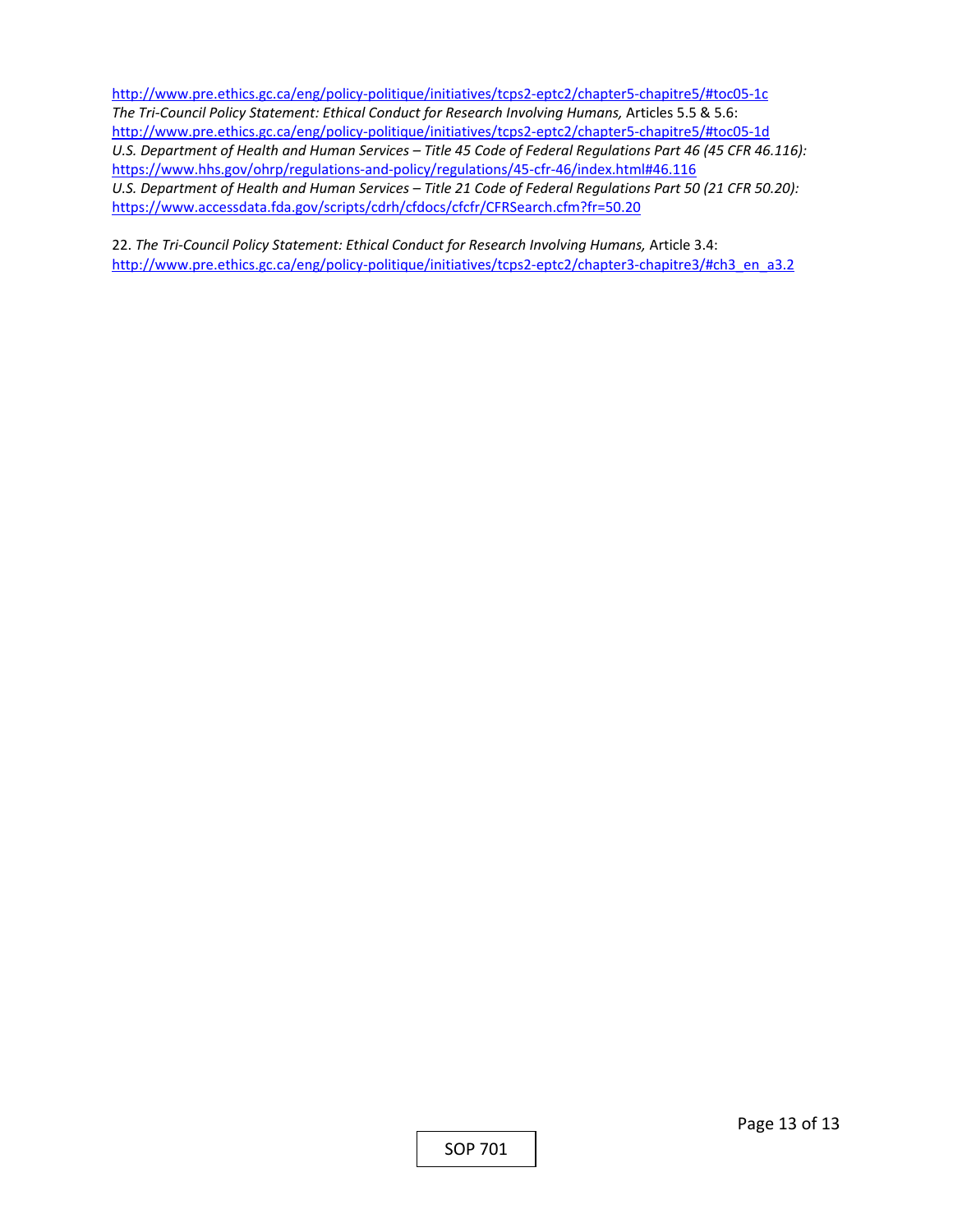http://www.pre.ethics.gc.ca/eng/policy-politique/initiatives/tcps2-eptc2/chapter5-chapitre5/#toc05-1c
*The Tri-Council Policy Statement: Ethical Conduct for Research Involving Humans,* Articles 5.5 & 5.6:
http://www.pre.ethics.gc.ca/eng/policy-politique/initiatives/tcps2-eptc2/chapter5-chapitre5/#toc05-1d
*U.S. Department of Health and Human Services – Title 45 Code of Federal Regulations Part 46 (45 CFR 46.116):*
https://www.hhs.gov/ohrp/regulations-and-policy/regulations/45-cfr-46/index.html#46.116
*U.S. Department of Health and Human Services – Title 21 Code of Federal Regulations Part 50 (21 CFR 50.20):*
https://www.accessdata.fda.gov/scripts/cdrh/cfdocs/cfcfr/CFRSearch.cfm?fr=50.20

22. *The Tri-Council Policy Statement: Ethical Conduct for Research Involving Humans,* Article 3.4:
http://www.pre.ethics.gc.ca/eng/policy-politique/initiatives/tcps2-eptc2/chapter3-chapitre3/#ch3_en_a3.2